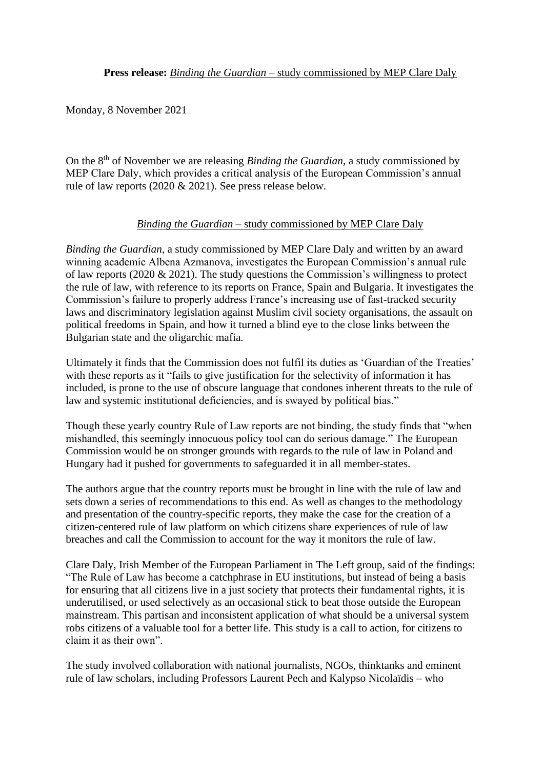**Press release:** *Binding the Guardian* – study commissioned by MEP Clare Daly

Monday, 8 November 2021

On the 8th of November we are releasing *Binding the Guardian*, a study commissioned by MEP Clare Daly, which provides a critical analysis of the European Commission's annual rule of law reports (2020 & 2021). See press release below.

*Binding the Guardian* – study commissioned by MEP Clare Daly

*Binding the Guardian*, a study commissioned by MEP Clare Daly and written by an award winning academic Albena Azmanova, investigates the European Commission's annual rule of law reports (2020 & 2021). The study questions the Commission's willingness to protect the rule of law, with reference to its reports on France, Spain and Bulgaria. It investigates the Commission's failure to properly address France's increasing use of fast-tracked security laws and discriminatory legislation against Muslim civil society organisations, the assault on political freedoms in Spain, and how it turned a blind eye to the close links between the Bulgarian state and the oligarchic mafia.

Ultimately it finds that the Commission does not fulfil its duties as 'Guardian of the Treaties' with these reports as it "fails to give justification for the selectivity of information it has included, is prone to the use of obscure language that condones inherent threats to the rule of law and systemic institutional deficiencies, and is swayed by political bias."

Though these yearly country Rule of Law reports are not binding, the study finds that "when mishandled, this seemingly innocuous policy tool can do serious damage." The European Commission would be on stronger grounds with regards to the rule of law in Poland and Hungary had it pushed for governments to safeguarded it in all member-states.

The authors argue that the country reports must be brought in line with the rule of law and sets down a series of recommendations to this end. As well as changes to the methodology and presentation of the country-specific reports, they make the case for the creation of a citizen-centered rule of law platform on which citizens share experiences of rule of law breaches and call the Commission to account for the way it monitors the rule of law.

Clare Daly, Irish Member of the European Parliament in The Left group, said of the findings: "The Rule of Law has become a catchphrase in EU institutions, but instead of being a basis for ensuring that all citizens live in a just society that protects their fundamental rights, it is underutilised, or used selectively as an occasional stick to beat those outside the European mainstream. This partisan and inconsistent application of what should be a universal system robs citizens of a valuable tool for a better life. This study is a call to action, for citizens to claim it as their own".

The study involved collaboration with national journalists, NGOs, thinktanks and eminent rule of law scholars, including Professors Laurent Pech and Kalypso Nicolaïdis – who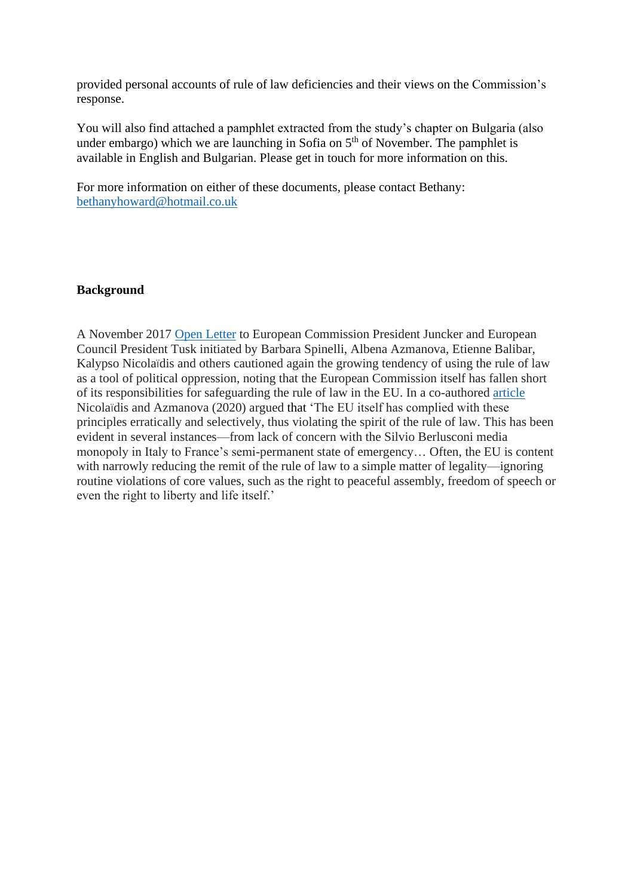provided personal accounts of rule of law deficiencies and their views on the Commission's response.

You will also find attached a pamphlet extracted from the study's chapter on Bulgaria (also under embargo) which we are launching in Sofia on 5th of November. The pamphlet is available in English and Bulgarian. Please get in touch for more information on this.

For more information on either of these documents, please contact Bethany: bethanyhoward@hotmail.co.uk

**Background**

A November 2017 Open Letter to European Commission President Juncker and European Council President Tusk initiated by Barbara Spinelli, Albena Azmanova, Etienne Balibar, Kalypso Nicolaïdis and others cautioned again the growing tendency of using the rule of law as a tool of political oppression, noting that the European Commission itself has fallen short of its responsibilities for safeguarding the rule of law in the EU. In a co-authored article Nicolaïdis and Azmanova (2020) argued that 'The EU itself has complied with these principles erratically and selectively, thus violating the spirit of the rule of law. This has been evident in several instances—from lack of concern with the Silvio Berlusconi media monopoly in Italy to France's semi-permanent state of emergency… Often, the EU is content with narrowly reducing the remit of the rule of law to a simple matter of legality—ignoring routine violations of core values, such as the right to peaceful assembly, freedom of speech or even the right to liberty and life itself.'